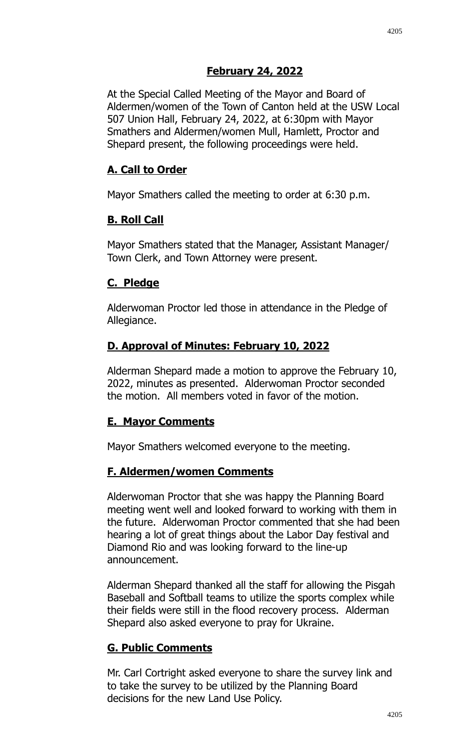**February 24, 2022**

At the Special Called Meeting of the Mayor and Board of Aldermen/women of the Town of Canton held at the USW Local 507 Union Hall, February 24, 2022, at 6:30pm with Mayor Smathers and Aldermen/women Mull, Hamlett, Proctor and Shepard present, the following proceedings were held.

## A. Call to Order

Mayor Smathers called the meeting to order at 6:30 p.m.

## B. Roll Call

Mayor Smathers stated that the Manager, Assistant Manager/ Town Clerk, and Town Attorney were present.

## C. Pledge

Alderwoman Proctor led those in attendance in the Pledge of Allegiance.

## D. Approval of Minutes: February 10, 2022

Alderman Shepard made a motion to approve the February 10, 2022, minutes as presented. Alderwoman Proctor seconded the motion. All members voted in favor of the motion.

## E. Mayor Comments

Mayor Smathers welcomed everyone to the meeting.

## F. Aldermen/women Comments

Alderwoman Proctor that she was happy the Planning Board meeting went well and looked forward to working with them in the future. Alderwoman Proctor commented that she had been hearing a lot of great things about the Labor Day festival and Diamond Rio and was looking forward to the line-up announcement.

Alderman Shepard thanked all the staff for allowing the Pisgah Baseball and Softball teams to utilize the sports complex while their fields were still in the flood recovery process. Alderman Shepard also asked everyone to pray for Ukraine.

## G. Public Comments

Mr. Carl Cortright asked everyone to share the survey link and to take the survey to be utilized by the Planning Board decisions for the new Land Use Policy.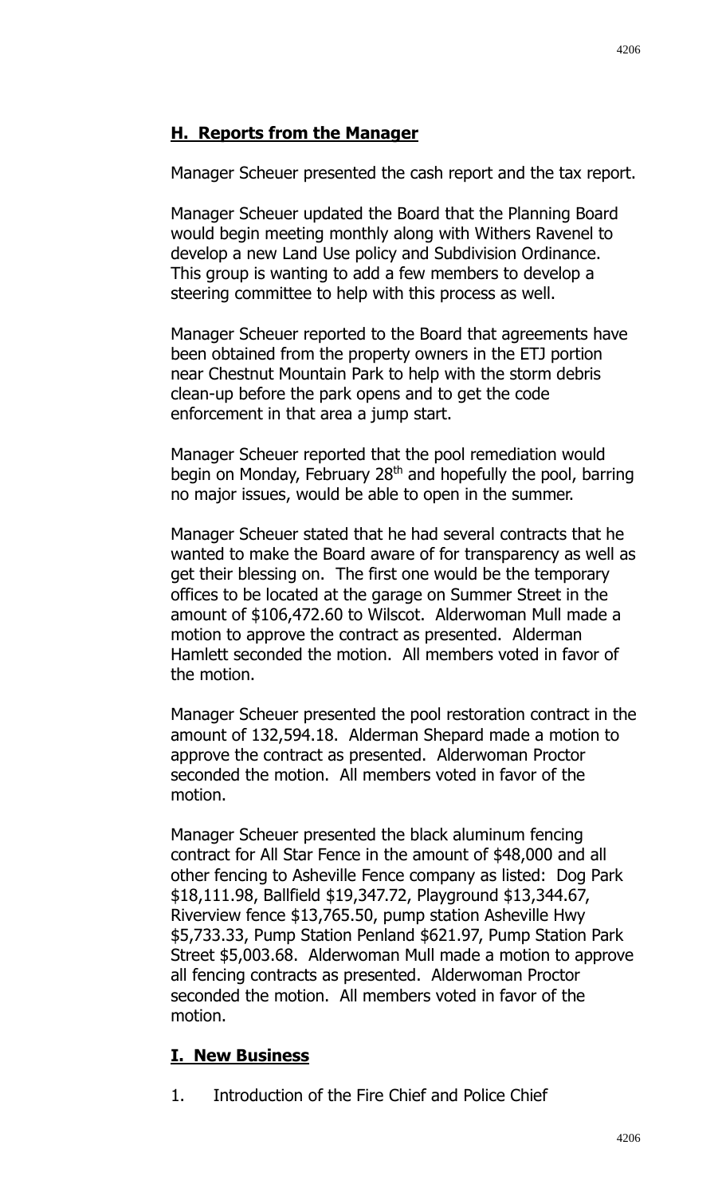## H. Reports from the Manager

Manager Scheuer presented the cash report and the tax report.

Manager Scheuer updated the Board that the Planning Board would begin meeting monthly along with Withers Ravenel to develop a new Land Use policy and Subdivision Ordinance. This group is wanting to add a few members to develop a steering committee to help with this process as well.

Manager Scheuer reported to the Board that agreements have been obtained from the property owners in the ETJ portion near Chestnut Mountain Park to help with the storm debris clean-up before the park opens and to get the code enforcement in that area a jump start.

Manager Scheuer reported that the pool remediation would begin on Monday, February 28th and hopefully the pool, barring no major issues, would be able to open in the summer.

Manager Scheuer stated that he had several contracts that he wanted to make the Board aware of for transparency as well as get their blessing on. The first one would be the temporary offices to be located at the garage on Summer Street in the amount of $106,472.60 to Wilscot. Alderwoman Mull made a motion to approve the contract as presented. Alderman Hamlett seconded the motion. All members voted in favor of the motion.

Manager Scheuer presented the pool restoration contract in the amount of 132,594.18. Alderman Shepard made a motion to approve the contract as presented. Alderwoman Proctor seconded the motion. All members voted in favor of the motion.

Manager Scheuer presented the black aluminum fencing contract for All Star Fence in the amount of $48,000 and all other fencing to Asheville Fence company as listed: Dog Park $18,111.98, Ballfield $19,347.72, Playground $13,344.67, Riverview fence $13,765.50, pump station Asheville Hwy $5,733.33, Pump Station Penland $621.97, Pump Station Park Street $5,003.68. Alderwoman Mull made a motion to approve all fencing contracts as presented. Alderwoman Proctor seconded the motion. All members voted in favor of the motion.

## I. New Business

1. Introduction of the Fire Chief and Police Chief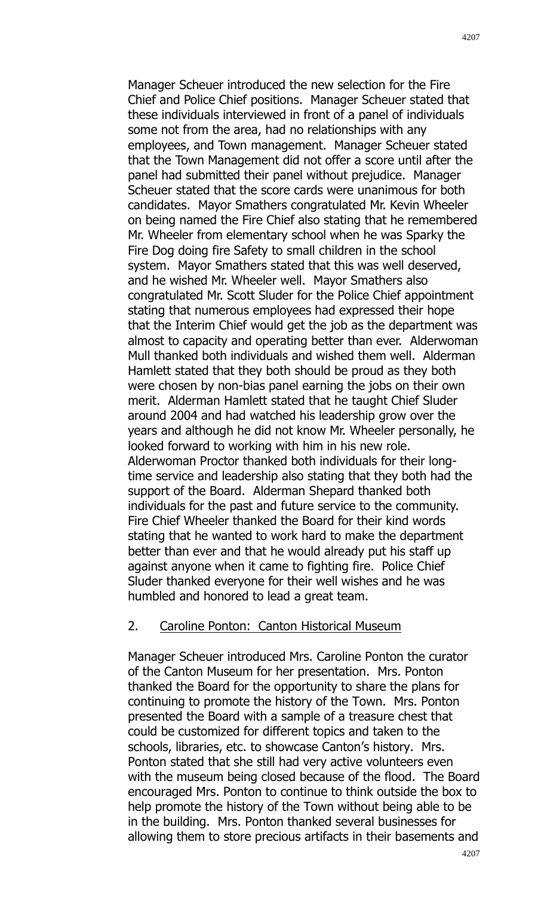Manager Scheuer introduced the new selection for the Fire Chief and Police Chief positions. Manager Scheuer stated that these individuals interviewed in front of a panel of individuals some not from the area, had no relationships with any employees, and Town management. Manager Scheuer stated that the Town Management did not offer a score until after the panel had submitted their panel without prejudice. Manager Scheuer stated that the score cards were unanimous for both candidates. Mayor Smathers congratulated Mr. Kevin Wheeler on being named the Fire Chief also stating that he remembered Mr. Wheeler from elementary school when he was Sparky the Fire Dog doing fire Safety to small children in the school system. Mayor Smathers stated that this was well deserved, and he wished Mr. Wheeler well. Mayor Smathers also congratulated Mr. Scott Sluder for the Police Chief appointment stating that numerous employees had expressed their hope that the Interim Chief would get the job as the department was almost to capacity and operating better than ever. Alderwoman Mull thanked both individuals and wished them well. Alderman Hamlett stated that they both should be proud as they both were chosen by non-bias panel earning the jobs on their own merit. Alderman Hamlett stated that he taught Chief Sluder around 2004 and had watched his leadership grow over the years and although he did not know Mr. Wheeler personally, he looked forward to working with him in his new role. Alderwoman Proctor thanked both individuals for their long-time service and leadership also stating that they both had the support of the Board. Alderman Shepard thanked both individuals for the past and future service to the community. Fire Chief Wheeler thanked the Board for their kind words stating that he wanted to work hard to make the department better than ever and that he would already put his staff up against anyone when it came to fighting fire. Police Chief Sluder thanked everyone for their well wishes and he was humbled and honored to lead a great team.

2. Caroline Ponton: Canton Historical Museum

Manager Scheuer introduced Mrs. Caroline Ponton the curator of the Canton Museum for her presentation. Mrs. Ponton thanked the Board for the opportunity to share the plans for continuing to promote the history of the Town. Mrs. Ponton presented the Board with a sample of a treasure chest that could be customized for different topics and taken to the schools, libraries, etc. to showcase Canton's history. Mrs. Ponton stated that she still had very active volunteers even with the museum being closed because of the flood. The Board encouraged Mrs. Ponton to continue to think outside the box to help promote the history of the Town without being able to be in the building. Mrs. Ponton thanked several businesses for allowing them to store precious artifacts in their basements and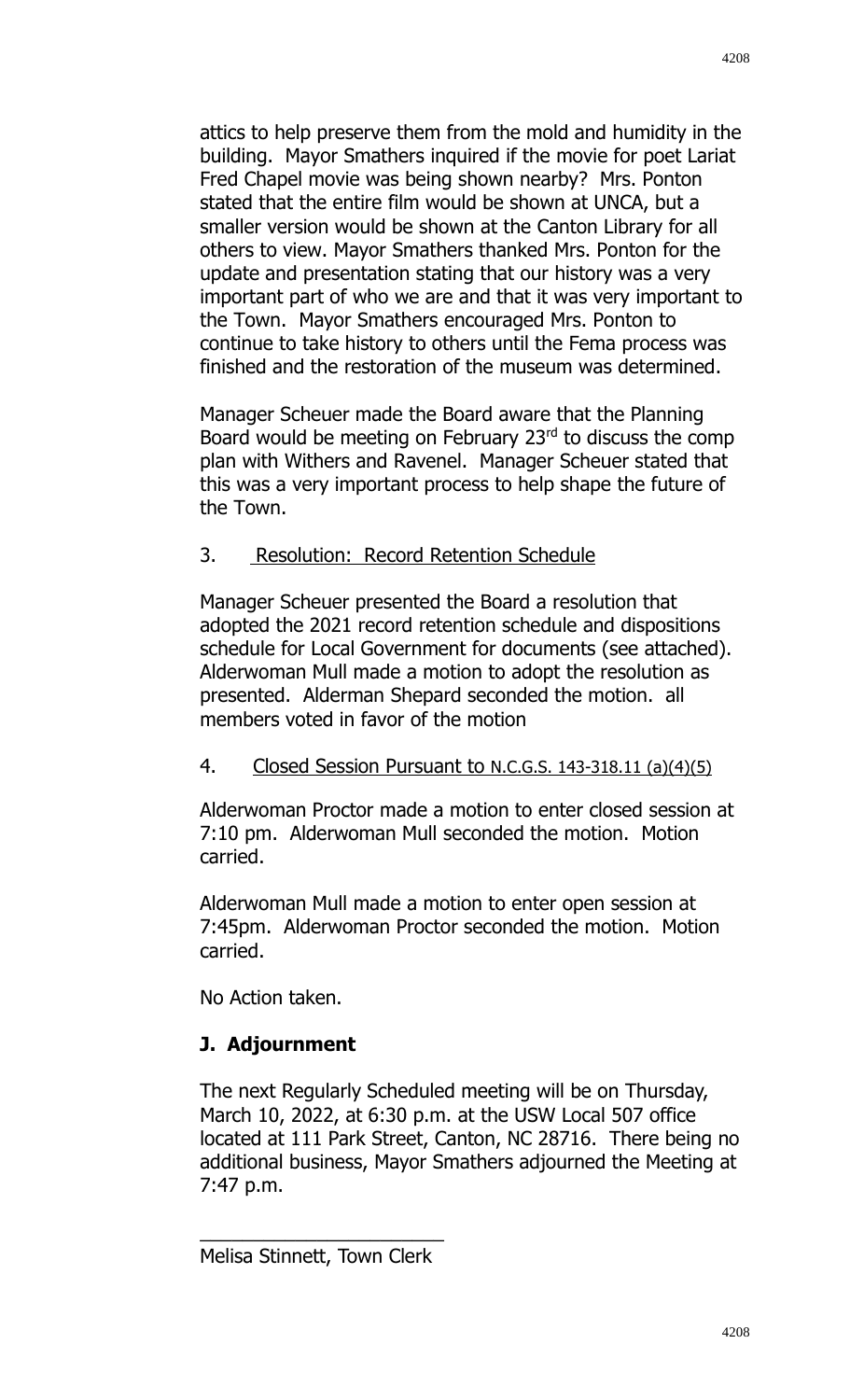attics to help preserve them from the mold and humidity in the building. Mayor Smathers inquired if the movie for poet Lariat Fred Chapel movie was being shown nearby? Mrs. Ponton stated that the entire film would be shown at UNCA, but a smaller version would be shown at the Canton Library for all others to view. Mayor Smathers thanked Mrs. Ponton for the update and presentation stating that our history was a very important part of who we are and that it was very important to the Town. Mayor Smathers encouraged Mrs. Ponton to continue to take history to others until the Fema process was finished and the restoration of the museum was determined.

Manager Scheuer made the Board aware that the Planning Board would be meeting on February 23rd to discuss the comp plan with Withers and Ravenel. Manager Scheuer stated that this was a very important process to help shape the future of the Town.

3. Resolution: Record Retention Schedule

Manager Scheuer presented the Board a resolution that adopted the 2021 record retention schedule and dispositions schedule for Local Government for documents (see attached). Alderwoman Mull made a motion to adopt the resolution as presented. Alderman Shepard seconded the motion. all members voted in favor of the motion

4. Closed Session Pursuant to N.C.G.S. 143-318.11 (a)(4)(5)

Alderwoman Proctor made a motion to enter closed session at 7:10 pm. Alderwoman Mull seconded the motion. Motion carried.

Alderwoman Mull made a motion to enter open session at 7:45pm. Alderwoman Proctor seconded the motion. Motion carried.

No Action taken.

## J. Adjournment

The next Regularly Scheduled meeting will be on Thursday, March 10, 2022, at 6:30 p.m. at the USW Local 507 office located at 111 Park Street, Canton, NC 28716. There being no additional business, Mayor Smathers adjourned the Meeting at 7:47 p.m.

\_\_\_\_\_\_\_\_\_\_\_\_\_\_\_\_\_\_\_\_\_\_\_\_

Melisa Stinnett, Town Clerk